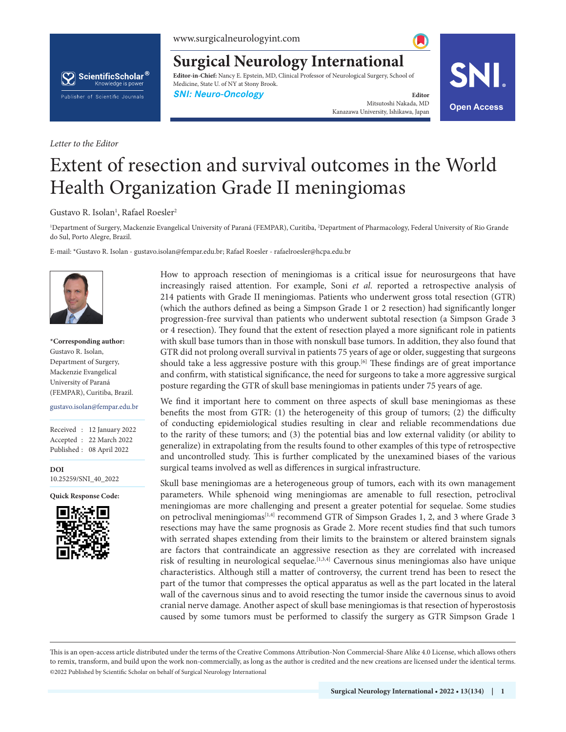www.surgicalneurologyint.com

# Surgical Neurology International

**Editor-in-Chief:** Nancy E. Epstein, MD, Clinical Professor of Neurological Surgery, School of Medicine, State U. of NY at Stony Brook.

***SNI: Neuro-Oncology***

**Editor**
Mitsutoshi Nakada, MD
Kanazawa University, Ishikawa, Japan

*Letter to the Editor*

# Extent of resection and survival outcomes in the World Health Organization Grade II meningiomas

Gustavo R. Isolan[1], Rafael Roesler[2]

[1]Department of Surgery, Mackenzie Evangelical University of Paraná (FEMPAR), Curitiba, [2]Department of Pharmacology, Federal University of Rio Grande do Sul, Porto Alegre, Brazil.

E-mail: *Gustavo R. Isolan - gustavo.isolan@fempar.edu.br; Rafael Roesler - rafaelroesler@hcpa.edu.br

***Corresponding author:**
Gustavo R. Isolan,
Department of Surgery,
Mackenzie Evangelical
University of Paraná
(FEMPAR), Curitiba, Brazil.

gustavo.isolan@fempar.edu.br

Received : 12 January 2022
Accepted : 22 March 2022
Published : 08 April 2022

**DOI**
10.25259/SNI_40_2022

**Quick Response Code:**

How to approach resection of meningiomas is a critical issue for neurosurgeons that have increasingly raised attention. For example, Soni *et al*. reported a retrospective analysis of 214 patients with Grade II meningiomas. Patients who underwent gross total resection (GTR) (which the authors defined as being a Simpson Grade 1 or 2 resection) had significantly longer progression-free survival than patients who underwent subtotal resection (a Simpson Grade 3 or 4 resection). They found that the extent of resection played a more significant role in patients with skull base tumors than in those with nonskull base tumors. In addition, they also found that GTR did not prolong overall survival in patients 75 years of age or older, suggesting that surgeons should take a less aggressive posture with this group.[6] These findings are of great importance and confirm, with statistical significance, the need for surgeons to take a more aggressive surgical posture regarding the GTR of skull base meningiomas in patients under 75 years of age.

We find it important here to comment on three aspects of skull base meningiomas as these benefits the most from GTR: (1) the heterogeneity of this group of tumors; (2) the difficulty of conducting epidemiological studies resulting in clear and reliable recommendations due to the rarity of these tumors; and (3) the potential bias and low external validity (or ability to generalize) in extrapolating from the results found to other examples of this type of retrospective and uncontrolled study. This is further complicated by the unexamined biases of the various surgical teams involved as well as differences in surgical infrastructure.

Skull base meningiomas are a heterogeneous group of tumors, each with its own management parameters. While sphenoid wing meningiomas are amenable to full resection, petroclival meningiomas are more challenging and present a greater potential for sequelae. Some studies on petroclival meningiomas[1,4] recommend GTR of Simpson Grades 1, 2, and 3 where Grade 3 resections may have the same prognosis as Grade 2. More recent studies find that such tumors with serrated shapes extending from their limits to the brainstem or altered brainstem signals are factors that contraindicate an aggressive resection as they are correlated with increased risk of resulting in neurological sequelae.[1,3,4] Cavernous sinus meningiomas also have unique characteristics. Although still a matter of controversy, the current trend has been to resect the part of the tumor that compresses the optical apparatus as well as the part located in the lateral wall of the cavernous sinus and to avoid resecting the tumor inside the cavernous sinus to avoid cranial nerve damage. Another aspect of skull base meningiomas is that resection of hyperostosis caused by some tumors must be performed to classify the surgery as GTR Simpson Grade 1

This is an open-access article distributed under the terms of the Creative Commons Attribution-Non Commercial-Share Alike 4.0 License, which allows others to remix, transform, and build upon the work non-commercially, as long as the author is credited and the new creations are licensed under the identical terms.
©2022 Published by Scientific Scholar on behalf of Surgical Neurology International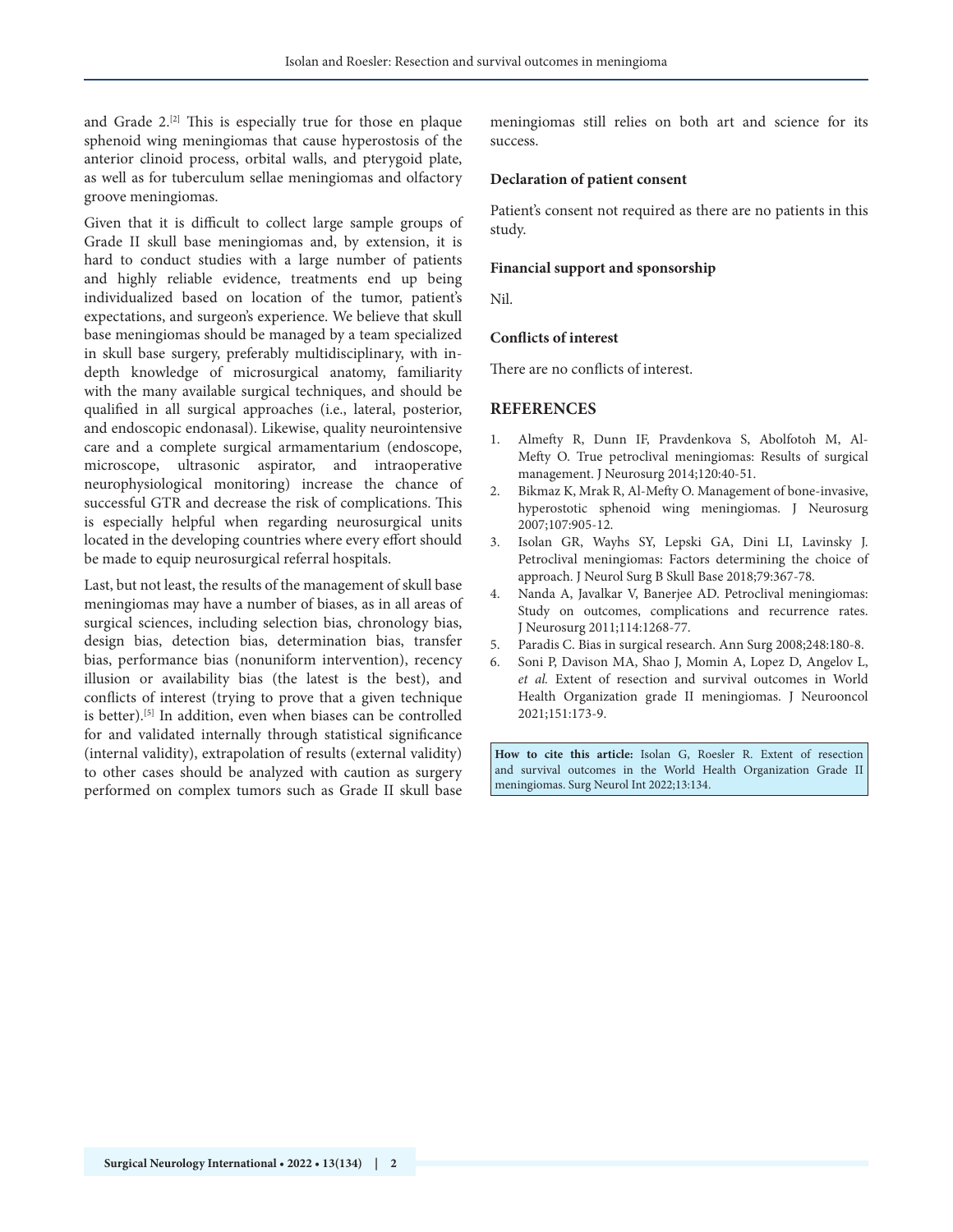and Grade 2.[2] This is especially true for those en plaque sphenoid wing meningiomas that cause hyperostosis of the anterior clinoid process, orbital walls, and pterygoid plate, as well as for tuberculum sellae meningiomas and olfactory groove meningiomas.

Given that it is difficult to collect large sample groups of Grade II skull base meningiomas and, by extension, it is hard to conduct studies with a large number of patients and highly reliable evidence, treatments end up being individualized based on location of the tumor, patient's expectations, and surgeon's experience. We believe that skull base meningiomas should be managed by a team specialized in skull base surgery, preferably multidisciplinary, with in-depth knowledge of microsurgical anatomy, familiarity with the many available surgical techniques, and should be qualified in all surgical approaches (i.e., lateral, posterior, and endoscopic endonasal). Likewise, quality neurointensive care and a complete surgical armamentarium (endoscope, microscope, ultrasonic aspirator, and intraoperative neurophysiological monitoring) increase the chance of successful GTR and decrease the risk of complications. This is especially helpful when regarding neurosurgical units located in the developing countries where every effort should be made to equip neurosurgical referral hospitals.

Last, but not least, the results of the management of skull base meningiomas may have a number of biases, as in all areas of surgical sciences, including selection bias, chronology bias, design bias, detection bias, determination bias, transfer bias, performance bias (nonuniform intervention), recency illusion or availability bias (the latest is the best), and conflicts of interest (trying to prove that a given technique is better).[5] In addition, even when biases can be controlled for and validated internally through statistical significance (internal validity), extrapolation of results (external validity) to other cases should be analyzed with caution as surgery performed on complex tumors such as Grade II skull base meningiomas still relies on both art and science for its success.

### Declaration of patient consent

Patient's consent not required as there are no patients in this study.

### Financial support and sponsorship

Nil.

### Conflicts of interest

There are no conflicts of interest.

## REFERENCES

1. Almefty R, Dunn IF, Pravdenkova S, Abolfotoh M, Al-Mefty O. True petroclival meningiomas: Results of surgical management. J Neurosurg 2014;120:40-51.
2. Bikmaz K, Mrak R, Al-Mefty O. Management of bone-invasive, hyperostotic sphenoid wing meningiomas. J Neurosurg 2007;107:905-12.
3. Isolan GR, Wayhs SY, Lepski GA, Dini LI, Lavinsky J. Petroclival meningiomas: Factors determining the choice of approach. J Neurol Surg B Skull Base 2018;79:367-78.
4. Nanda A, Javalkar V, Banerjee AD. Petroclival meningiomas: Study on outcomes, complications and recurrence rates. J Neurosurg 2011;114:1268-77.
5. Paradis C. Bias in surgical research. Ann Surg 2008;248:180-8.
6. Soni P, Davison MA, Shao J, Momin A, Lopez D, Angelov L, *et al.* Extent of resection and survival outcomes in World Health Organization grade II meningiomas. J Neurooncol 2021;151:173-9.

**How to cite this article:** Isolan G, Roesler R. Extent of resection and survival outcomes in the World Health Organization Grade II meningiomas. Surg Neurol Int 2022;13:134.